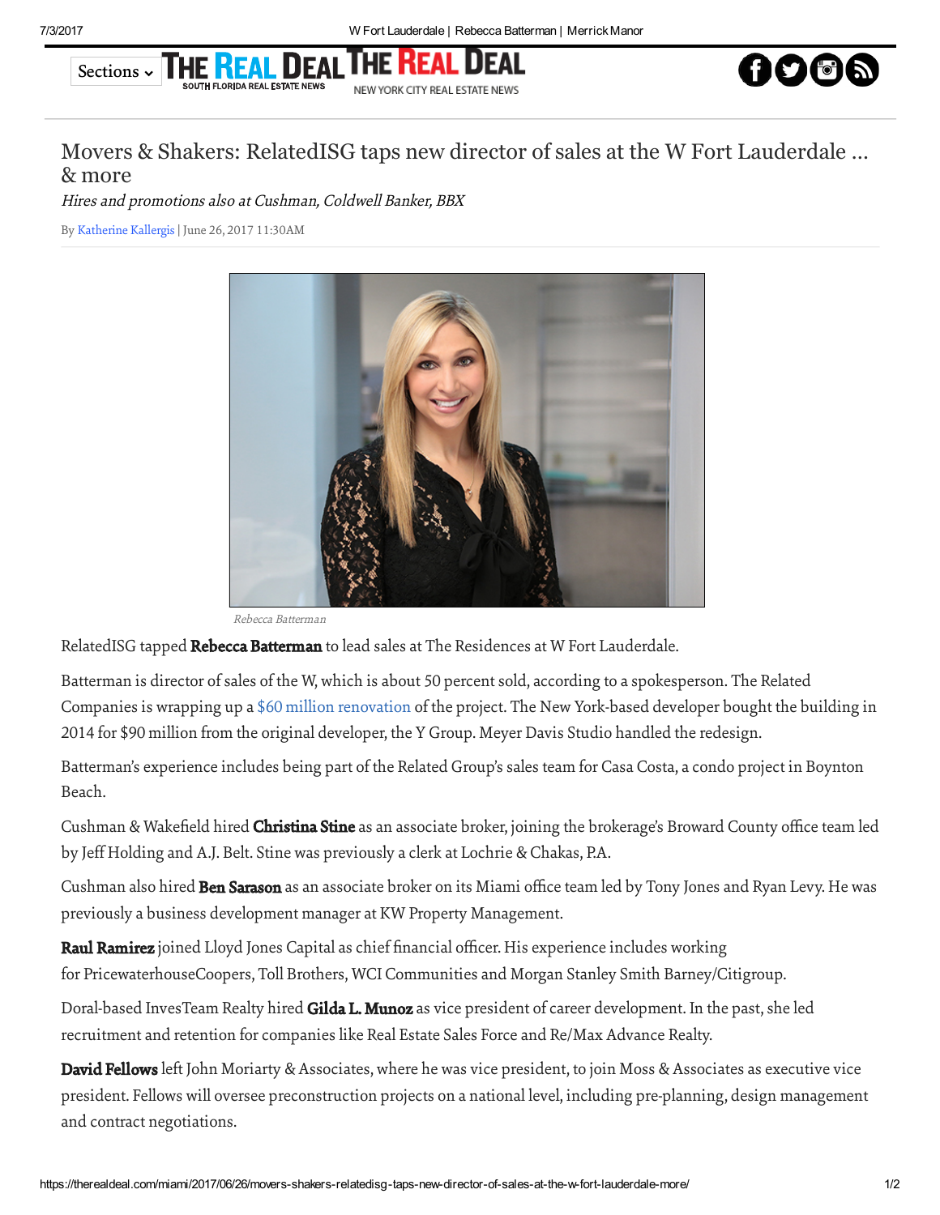# Movers & Shakers: RelatedISG taps new director of sales at the W Fort Lauderdale ... & more

*Hires and promotions also at Cushman, Coldwell Banker, BBX*

By Katherine Kallergis | June 26, 2017 11:30AM

*Rebecca Batterman*

RelatedISG tapped **Rebecca Batterman** to lead sales at The Residences at W Fort Lauderdale.

Batterman is director of sales of the W, which is about 50 percent sold, according to a spokesperson. The Related Companies is wrapping up a $60 million renovation of the project. The New York-based developer bought the building in 2014 for $90 million from the original developer, the Y Group. Meyer Davis Studio handled the redesign.

Batterman's experience includes being part of the Related Group's sales team for Casa Costa, a condo project in Boynton Beach.

Cushman & Wakefield hired **Christina Stine** as an associate broker, joining the brokerage's Broward County office team led by Jeff Holding and A.J. Belt. Stine was previously a clerk at Lochrie & Chakas, P.A.

Cushman also hired **Ben Sarason** as an associate broker on its Miami office team led by Tony Jones and Ryan Levy. He was previously a business development manager at KW Property Management.

**Raul Ramirez** joined Lloyd Jones Capital as chief financial officer. His experience includes working for PricewaterhouseCoopers, Toll Brothers, WCI Communities and Morgan Stanley Smith Barney/Citigroup.

Doral-based InvesTeam Realty hired **Gilda L. Munoz** as vice president of career development. In the past, she led recruitment and retention for companies like Real Estate Sales Force and Re/Max Advance Realty.

**David Fellows** left John Moriarty & Associates, where he was vice president, to join Moss & Associates as executive vice president. Fellows will oversee preconstruction projects on a national level, including pre-planning, design management and contract negotiations.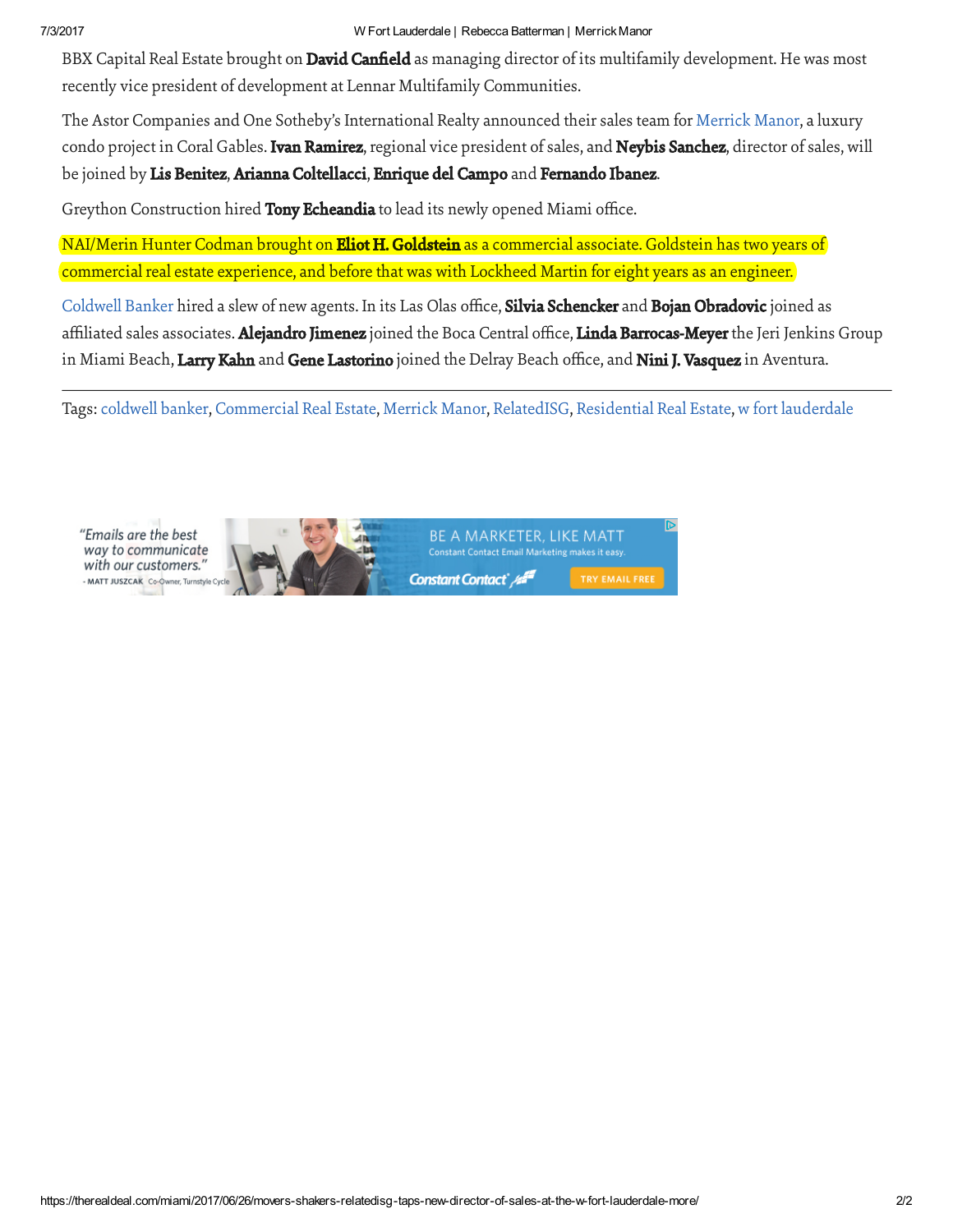BBX Capital Real Estate brought on **David Canfield** as managing director of its multifamily development. He was most recently vice president of development at Lennar Multifamily Communities.

The Astor Companies and One Sotheby's International Realty announced their sales team for Merrick Manor, a luxury condo project in Coral Gables. **Ivan Ramirez**, regional vice president of sales, and **Neybis Sanchez**, director of sales, will be joined by **Lis Benitez**, **Arianna Coltellacci**, **Enrique del Campo** and **Fernando Ibanez**.

Greython Construction hired **Tony Echeandia** to lead its newly opened Miami office.

NAI/Merin Hunter Codman brought on **Eliot H. Goldstein** as a commercial associate. Goldstein has two years of commercial real estate experience, and before that was with Lockheed Martin for eight years as an engineer.

Coldwell Banker hired a slew of new agents. In its Las Olas office, **Silvia Schencker** and **Bojan Obradovic** joined as affiliated sales associates. **Alejandro Jimenez** joined the Boca Central office, **Linda Barrocas-Meyer** the Jeri Jenkins Group in Miami Beach, **Larry Kahn** and **Gene Lastorino** joined the Delray Beach office, and **Nini J. Vasquez** in Aventura.

---

Tags: coldwell banker, Commercial Real Estate, Merrick Manor, RelatedISG, Residential Real Estate, w fort lauderdale

"Emails are the best way to communicate with our customers."
- MATT JUSZCZAK Co-Owner, Turnstyle Cycle

BE A MARKETER, LIKE MATT
Constant Contact Email Marketing makes it easy.
Constant Contact
TRY EMAIL FREE